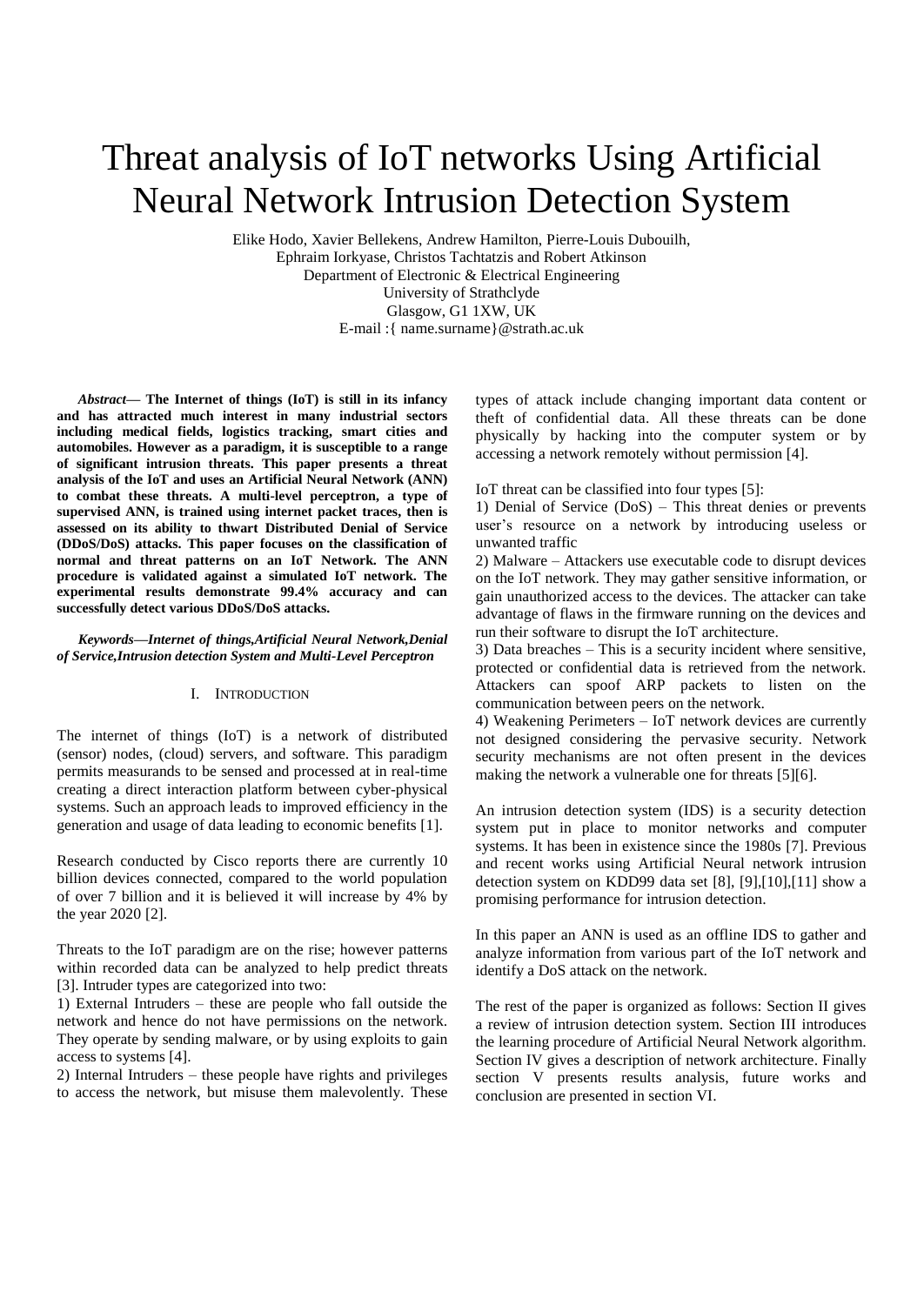# Threat analysis of IoT networks Using Artificial Neural Network Intrusion Detection System

Elike Hodo, Xavier Bellekens, Andrew Hamilton, Pierre-Louis Dubouilh,
Ephraim Iorkyase, Christos Tachtatzis and Robert Atkinson
Department of Electronic & Electrical Engineering
University of Strathclyde
Glasgow, G1 1XW, UK
E-mail :{ name.surname}@strath.ac.uk

***Abstract*— The Internet of things (IoT) is still in its infancy and has attracted much interest in many industrial sectors including medical fields, logistics tracking, smart cities and automobiles. However as a paradigm, it is susceptible to a range of significant intrusion threats. This paper presents a threat analysis of the IoT and uses an Artificial Neural Network (ANN) to combat these threats. A multi-level perceptron, a type of supervised ANN, is trained using internet packet traces, then is assessed on its ability to thwart Distributed Denial of Service (DDoS/DoS) attacks. This paper focuses on the classification of normal and threat patterns on an IoT Network. The ANN procedure is validated against a simulated IoT network. The experimental results demonstrate 99.4% accuracy and can successfully detect various DDoS/DoS attacks.**

***Keywords—Internet of things,Artificial Neural Network,Denial of Service,Intrusion detection System and Multi-Level Perceptron***

## I. Introduction

The internet of things (IoT) is a network of distributed (sensor) nodes, (cloud) servers, and software. This paradigm permits measurands to be sensed and processed at in real-time creating a direct interaction platform between cyber-physical systems. Such an approach leads to improved efficiency in the generation and usage of data leading to economic benefits [1].

Research conducted by Cisco reports there are currently 10 billion devices connected, compared to the world population of over 7 billion and it is believed it will increase by 4% by the year 2020 [2].

Threats to the IoT paradigm are on the rise; however patterns within recorded data can be analyzed to help predict threats [3]. Intruder types are categorized into two:

1) External Intruders – these are people who fall outside the network and hence do not have permissions on the network. They operate by sending malware, or by using exploits to gain access to systems [4].

2) Internal Intruders – these people have rights and privileges to access the network, but misuse them malevolently. These types of attack include changing important data content or theft of confidential data. All these threats can be done physically by hacking into the computer system or by accessing a network remotely without permission [4].

IoT threat can be classified into four types [5]:

1) Denial of Service (DoS) – This threat denies or prevents user's resource on a network by introducing useless or unwanted traffic

2) Malware – Attackers use executable code to disrupt devices on the IoT network. They may gather sensitive information, or gain unauthorized access to the devices. The attacker can take advantage of flaws in the firmware running on the devices and run their software to disrupt the IoT architecture.

3) Data breaches – This is a security incident where sensitive, protected or confidential data is retrieved from the network. Attackers can spoof ARP packets to listen on the communication between peers on the network.

4) Weakening Perimeters – IoT network devices are currently not designed considering the pervasive security. Network security mechanisms are not often present in the devices making the network a vulnerable one for threats [5][6].

An intrusion detection system (IDS) is a security detection system put in place to monitor networks and computer systems. It has been in existence since the 1980s [7]. Previous and recent works using Artificial Neural network intrusion detection system on KDD99 data set [8], [9],[10],[11] show a promising performance for intrusion detection.

In this paper an ANN is used as an offline IDS to gather and analyze information from various part of the IoT network and identify a DoS attack on the network.

The rest of the paper is organized as follows: Section II gives a review of intrusion detection system. Section III introduces the learning procedure of Artificial Neural Network algorithm. Section IV gives a description of network architecture. Finally section V presents results analysis, future works and conclusion are presented in section VI.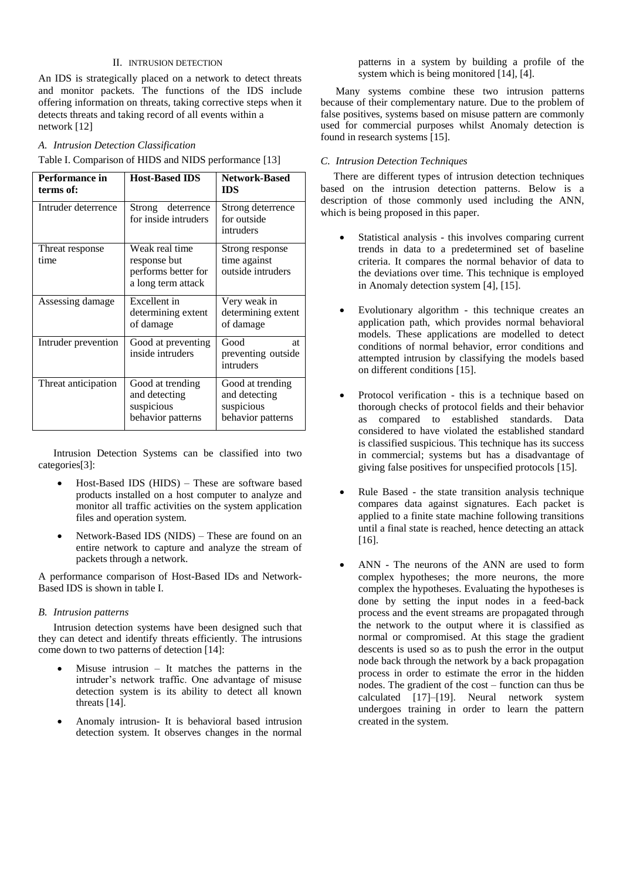## II. INTRUSION DETECTION

An IDS is strategically placed on a network to detect threats and monitor packets. The functions of the IDS include offering information on threats, taking corrective steps when it detects threats and taking record of all events within a network [12]

### A. Intrusion Detection Classification

Table I. Comparison of HIDS and NIDS performance [13]

| Performance in terms of: | Host-Based IDS | Network-Based IDS |
|---|---|---|
| Intruder deterrence | Strong deterrence for inside intruders | Strong deterrence for outside intruders |
| Threat response time | Weak real time response but performs better for a long term attack | Strong response time against outside intruders |
| Assessing damage | Excellent in determining extent of damage | Very weak in determining extent of damage |
| Intruder prevention | Good at preventing inside intruders | Good at preventing outside intruders |
| Threat anticipation | Good at trending and detecting suspicious behavior patterns | Good at trending and detecting suspicious behavior patterns |

Intrusion Detection Systems can be classified into two categories[3]:

- Host-Based IDS (HIDS) – These are software based products installed on a host computer to analyze and monitor all traffic activities on the system application files and operation system.
- Network-Based IDS (NIDS) – These are found on an entire network to capture and analyze the stream of packets through a network.

A performance comparison of Host-Based IDs and Network-Based IDS is shown in table I.

### B. Intrusion patterns

Intrusion detection systems have been designed such that they can detect and identify threats efficiently. The intrusions come down to two patterns of detection [14]:

- Misuse intrusion – It matches the patterns in the intruder's network traffic. One advantage of misuse detection system is its ability to detect all known threats [14].
- Anomaly intrusion- It is behavioral based intrusion detection system. It observes changes in the normal patterns in a system by building a profile of the system which is being monitored [14], [4].

Many systems combine these two intrusion patterns because of their complementary nature. Due to the problem of false positives, systems based on misuse pattern are commonly used for commercial purposes whilst Anomaly detection is found in research systems [15].

### C. Intrusion Detection Techniques

There are different types of intrusion detection techniques based on the intrusion detection patterns. Below is a description of those commonly used including the ANN, which is being proposed in this paper.

- Statistical analysis - this involves comparing current trends in data to a predetermined set of baseline criteria. It compares the normal behavior of data to the deviations over time. This technique is employed in Anomaly detection system [4], [15].
- Evolutionary algorithm - this technique creates an application path, which provides normal behavioral models. These applications are modelled to detect conditions of normal behavior, error conditions and attempted intrusion by classifying the models based on different conditions [15].
- Protocol verification - this is a technique based on thorough checks of protocol fields and their behavior as compared to established standards. Data considered to have violated the established standard is classified suspicious. This technique has its success in commercial; systems but has a disadvantage of giving false positives for unspecified protocols [15].
- Rule Based - the state transition analysis technique compares data against signatures. Each packet is applied to a finite state machine following transitions until a final state is reached, hence detecting an attack [16].
- ANN - The neurons of the ANN are used to form complex hypotheses; the more neurons, the more complex the hypotheses. Evaluating the hypotheses is done by setting the input nodes in a feed-back process and the event streams are propagated through the network to the output where it is classified as normal or compromised. At this stage the gradient descents is used so as to push the error in the output node back through the network by a back propagation process in order to estimate the error in the hidden nodes. The gradient of the cost – function can thus be calculated [17]–[19]. Neural network system undergoes training in order to learn the pattern created in the system.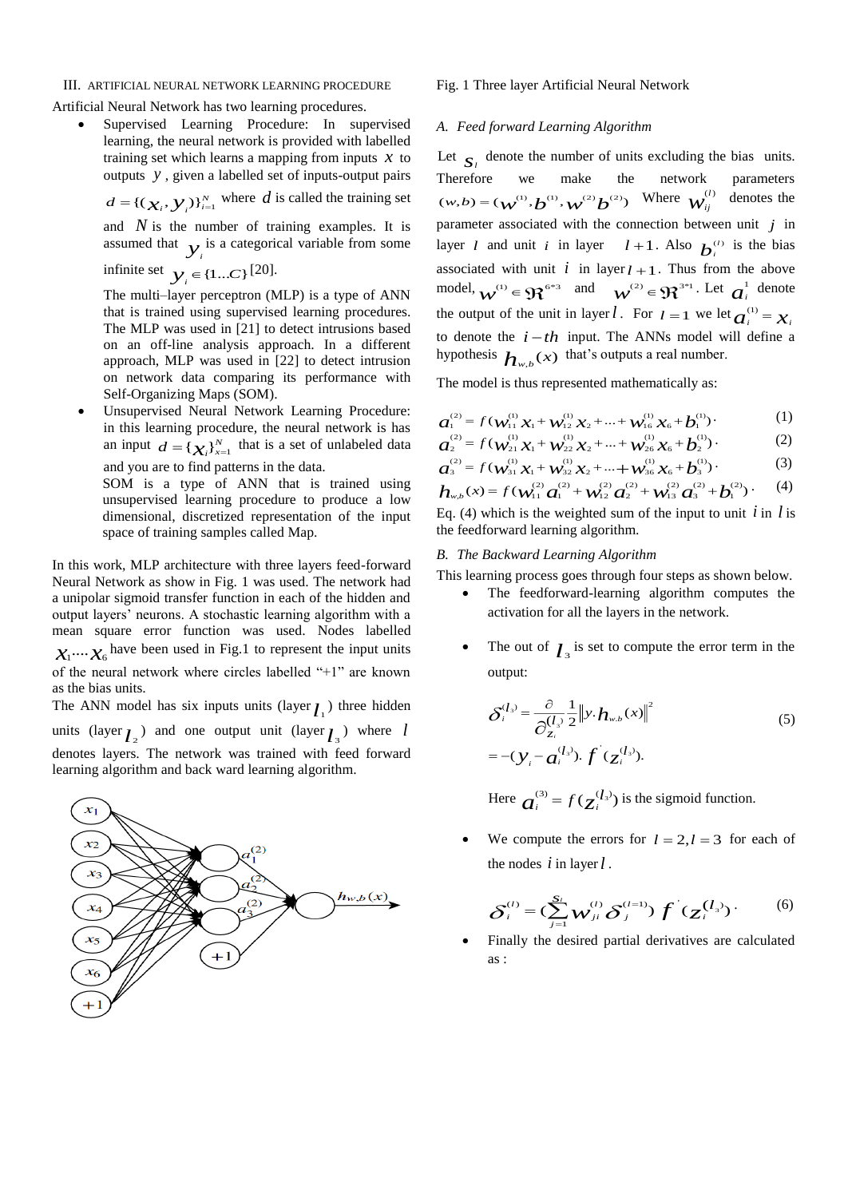## III. ARTIFICIAL NEURAL NETWORK LEARNING PROCEDURE

Artificial Neural Network has two learning procedures.

- Supervised Learning Procedure: In supervised learning, the neural network is provided with labelled training set which learns a mapping from inputs $x$ to outputs $y$, given a labelled set of inputs-output pairs $d = \{(x_i, y_i)\}_{i=1}^{N}$ where $d$ is called the training set and $N$ is the number of training examples. It is assumed that $y_i$ is a categorical variable from some infinite set $y_i \in \{1...C\}$ [20].

  The multi–layer perceptron (MLP) is a type of ANN that is trained using supervised learning procedures. The MLP was used in [21] to detect intrusions based on an off-line analysis approach. In a different approach, MLP was used in [22] to detect intrusion on network data comparing its performance with Self-Organizing Maps (SOM).

- Unsupervised Neural Network Learning Procedure: in this learning procedure, the neural network is has an input $d = \{x_i\}_{x=1}^{N}$ that is a set of unlabeled data and you are to find patterns in the data.

  SOM is a type of ANN that is trained using unsupervised learning procedure to produce a low dimensional, discretized representation of the input space of training samples called Map.

In this work, MLP architecture with three layers feed-forward Neural Network as show in Fig. 1 was used. The network had a unipolar sigmoid transfer function in each of the hidden and output layers' neurons. A stochastic learning algorithm with a mean square error function was used. Nodes labelled $x_1 \cdots x_6$ have been used in Fig.1 to represent the input units of the neural network where circles labelled "+1" are known as the bias units.

The ANN model has six inputs units (layer $l_1$) three hidden units (layer $l_2$) and one output unit (layer $l_3$) where $l$ denotes layers. The network was trained with feed forward learning algorithm and back ward learning algorithm.

Fig. 1 Three layer Artificial Neural Network

### A. Feed forward Learning Algorithm

Let $s_l$ denote the number of units excluding the bias units. Therefore we make the network parameters $(w,b) = (w^{(1)}, b^{(1)}, w^{(2)} b^{(2)})$ Where $w_{ij}^{(l)}$ denotes the parameter associated with the connection between unit $j$ in layer $l$ and unit $i$ in layer $l+1$. Also $b_i^{(l)}$ is the bias associated with unit $i$ in layer $l+1$. Thus from the above model, $w^{(1)} \in \Re^{6*3}$ and $w^{(2)} \in \Re^{3*1}$. Let $a_i^1$ denote the output of the unit in layer $l$. For $l=1$ we let $a_i^{(1)} = x_i$ to denote the $i-th$ input. The ANNs model will define a hypothesis $h_{w,b}(x)$ that's outputs a real number.

The model is thus represented mathematically as:

$$a_1^{(2)} = f(w_{11}^{(1)} x_1 + w_{12}^{(1)} x_2 + \cdots + w_{16}^{(1)} x_6 + b_1^{(1)}) \cdot \quad (1)$$

$$a_2^{(2)} = f(w_{21}^{(1)} x_1 + w_{22}^{(1)} x_2 + \cdots + w_{26}^{(1)} x_6 + b_2^{(1)}) \cdot \quad (2)$$

$$a_3^{(2)} = f(w_{31}^{(1)} x_1 + w_{32}^{(1)} x_2 + \cdots + w_{36}^{(1)} x_6 + b_3^{(1)}) \cdot \quad (3)$$

$$h_{w,b}(x) = f(w_{11}^{(2)} a_1^{(2)} + w_{12}^{(2)} a_2^{(2)} + w_{13}^{(2)} a_3^{(2)} + b_1^{(2)}) \cdot \quad (4)$$

Eq. (4) which is the weighted sum of the input to unit $i$ in $l$ is the feedforward learning algorithm.

### B. The Backward Learning Algorithm

This learning process goes through four steps as shown below.

- The feedforward-learning algorithm computes the activation for all the layers in the network.
- The out of $l_3$ is set to compute the error term in the output:

$$\delta_i^{(l_3)} = \frac{\partial}{\partial_{z_i}^{(l_3)}} \frac{1}{2} \left\| y \cdot h_{w,b}(x) \right\|^2$$
$$= -(y_i - a_i^{(l_3)}) \cdot f^{'}(z_i^{(l_3)}). \quad (5)$$

  Here $a_i^{(3)} = f(z_i^{(l_3)})$ is the sigmoid function.

- We compute the errors for $l=2, l=3$ for each of the nodes $i$ in layer $l$.

$$\delta_i^{(l)} = (\sum_{j=1}^{s_l} w_{ji}^{(l)} \delta_j^{(l=1)}) \, f^{'}(z_i^{(l_3)}) \cdot \quad (6)$$

- Finally the desired partial derivatives are calculated as :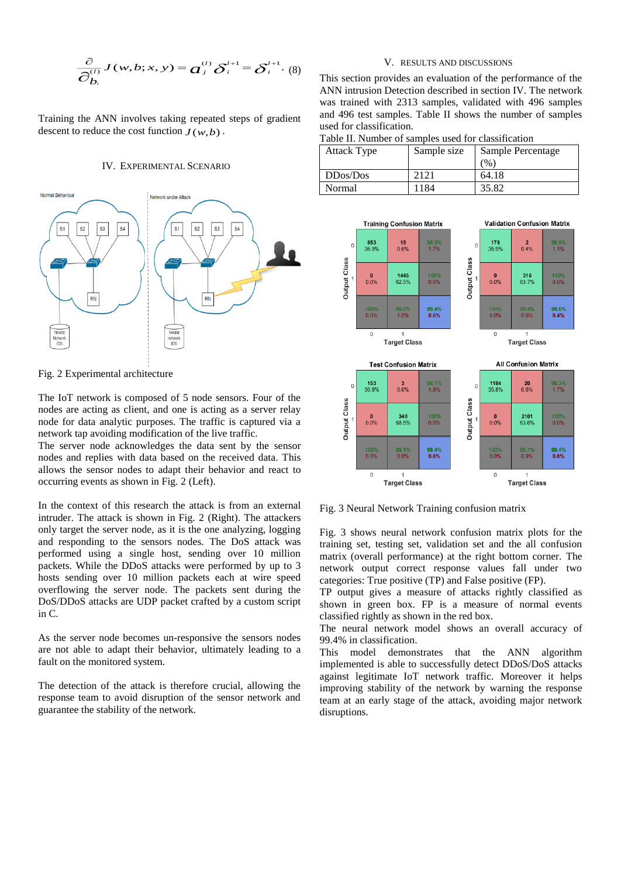$$\frac{\partial}{\partial b_i^{(l)}} J(w,b;x,y) = a_j^{(l)} \delta_i^{l+1} = \delta_i^{l+1}. \quad (8)$$

Training the ANN involves taking repeated steps of gradient descent to reduce the cost function $J(w,b)$.

## IV. Experimental Scenario

Fig. 2 Experimental architecture

The IoT network is composed of 5 node sensors. Four of the nodes are acting as client, and one is acting as a server relay node for data analytic purposes. The traffic is captured via a network tap avoiding modification of the live traffic.

The server node acknowledges the data sent by the sensor nodes and replies with data based on the received data. This allows the sensor nodes to adapt their behavior and react to occurring events as shown in Fig. 2 (Left).

In the context of this research the attack is from an external intruder. The attack is shown in Fig. 2 (Right). The attackers only target the server node, as it is the one analyzing, logging and responding to the sensors nodes. The DoS attack was performed using a single host, sending over 10 million packets. While the DDoS attacks were performed by up to 3 hosts sending over 10 million packets each at wire speed overflowing the server node. The packets sent during the DoS/DDoS attacks are UDP packet crafted by a custom script in C.

As the server node becomes un-responsive the sensors nodes are not able to adapt their behavior, ultimately leading to a fault on the monitored system.

The detection of the attack is therefore crucial, allowing the response team to avoid disruption of the sensor network and guarantee the stability of the network.

## V. Results and Discussions

This section provides an evaluation of the performance of the ANN intrusion Detection described in section IV. The network was trained with 2313 samples, validated with 496 samples and 496 test samples. Table II shows the number of samples used for classification.

Table II. Number of samples used for classification

| Attack Type | Sample size | Sample Percentage (%) |
|---|---|---|
| DDos/Dos | 2121 | 64.18 |
| Normal | 1184 | 35.82 |

Fig. 3 Neural Network Training confusion matrix

Fig. 3 shows neural network confusion matrix plots for the training set, testing set, validation set and the all confusion matrix (overall performance) at the right bottom corner. The network output correct response values fall under two categories: True positive (TP) and False positive (FP).

TP output gives a measure of attacks rightly classified as shown in green box. FP is a measure of normal events classified rightly as shown in the red box.

The neural network model shows an overall accuracy of 99.4% in classification.

This model demonstrates that the ANN algorithm implemented is able to successfully detect DDoS/DoS attacks against legitimate IoT network traffic. Moreover it helps improving stability of the network by warning the response team at an early stage of the attack, avoiding major network disruptions.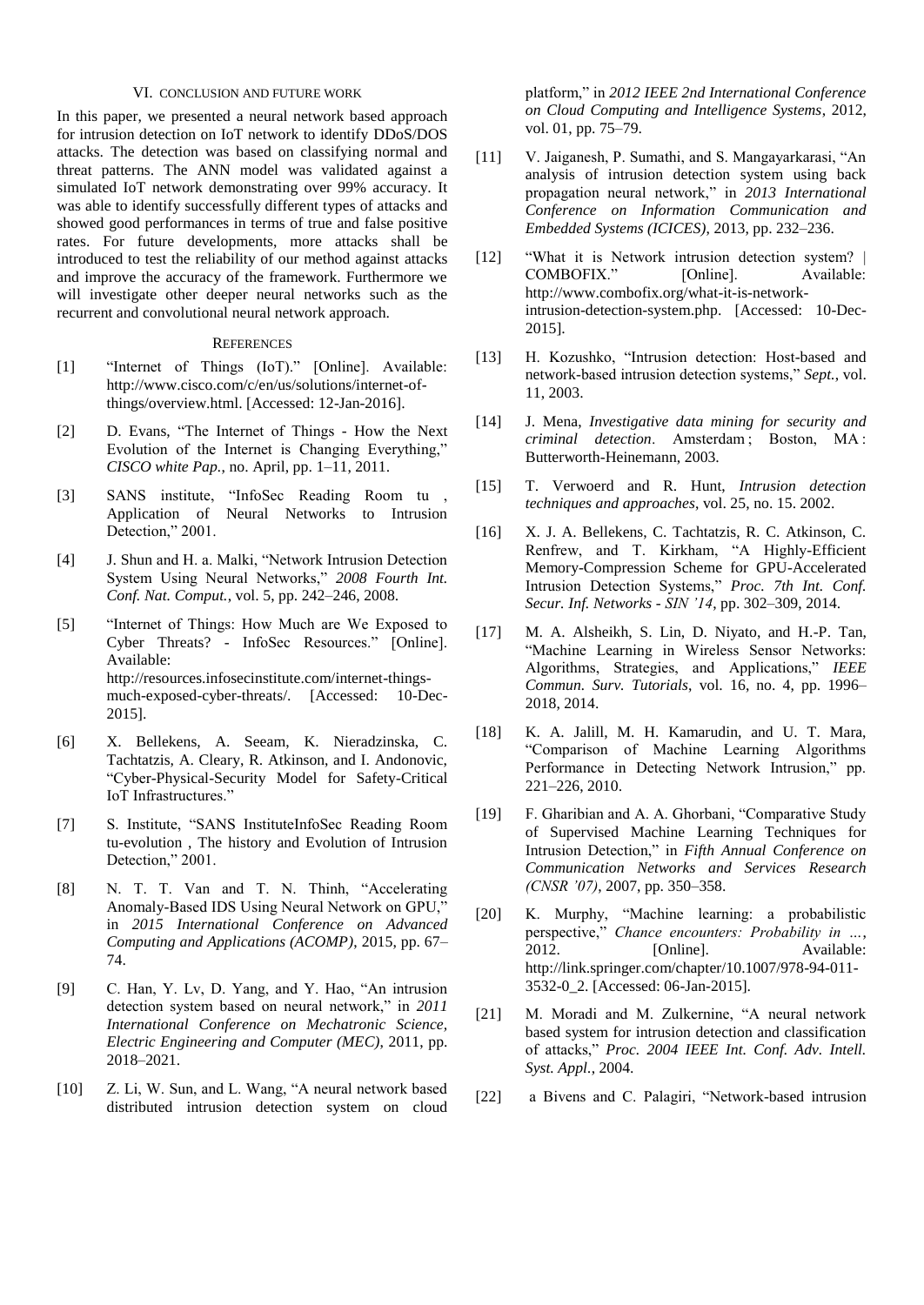## VI. CONCLUSION AND FUTURE WORK

In this paper, we presented a neural network based approach for intrusion detection on IoT network to identify DDoS/DOS attacks. The detection was based on classifying normal and threat patterns. The ANN model was validated against a simulated IoT network demonstrating over 99% accuracy. It was able to identify successfully different types of attacks and showed good performances in terms of true and false positive rates. For future developments, more attacks shall be introduced to test the reliability of our method against attacks and improve the accuracy of the framework. Furthermore we will investigate other deeper neural networks such as the recurrent and convolutional neural network approach.

## REFERENCES

[1] "Internet of Things (IoT)." [Online]. Available: http://www.cisco.com/c/en/us/solutions/internet-of-things/overview.html. [Accessed: 12-Jan-2016].

[2] D. Evans, "The Internet of Things - How the Next Evolution of the Internet is Changing Everything," *CISCO white Pap.*, no. April, pp. 1–11, 2011.

[3] SANS institute, "InfoSec Reading Room tu , Application of Neural Networks to Intrusion Detection," 2001.

[4] J. Shun and H. a. Malki, "Network Intrusion Detection System Using Neural Networks," *2008 Fourth Int. Conf. Nat. Comput.*, vol. 5, pp. 242–246, 2008.

[5] "Internet of Things: How Much are We Exposed to Cyber Threats? - InfoSec Resources." [Online]. Available: http://resources.infosecinstitute.com/internet-things-much-exposed-cyber-threats/. [Accessed: 10-Dec-2015].

[6] X. Bellekens, A. Seeam, K. Nieradzinska, C. Tachtatzis, A. Cleary, R. Atkinson, and I. Andonovic, "Cyber-Physical-Security Model for Safety-Critical IoT Infrastructures."

[7] S. Institute, "SANS InstituteInfoSec Reading Room tu-evolution , The history and Evolution of Intrusion Detection," 2001.

[8] N. T. T. Van and T. N. Thinh, "Accelerating Anomaly-Based IDS Using Neural Network on GPU," in *2015 International Conference on Advanced Computing and Applications (ACOMP)*, 2015, pp. 67–74.

[9] C. Han, Y. Lv, D. Yang, and Y. Hao, "An intrusion detection system based on neural network," in *2011 International Conference on Mechatronic Science, Electric Engineering and Computer (MEC)*, 2011, pp. 2018–2021.

[10] Z. Li, W. Sun, and L. Wang, "A neural network based distributed intrusion detection system on cloud platform," in *2012 IEEE 2nd International Conference on Cloud Computing and Intelligence Systems*, 2012, vol. 01, pp. 75–79.

[11] V. Jaiganesh, P. Sumathi, and S. Mangayarkarasi, "An analysis of intrusion detection system using back propagation neural network," in *2013 International Conference on Information Communication and Embedded Systems (ICICES)*, 2013, pp. 232–236.

[12] "What it is Network intrusion detection system? | COMBOFIX." [Online]. Available: http://www.combofix.org/what-it-is-network-intrusion-detection-system.php. [Accessed: 10-Dec-2015].

[13] H. Kozushko, "Intrusion detection: Host-based and network-based intrusion detection systems," *Sept.*, vol. 11, 2003.

[14] J. Mena, *Investigative data mining for security and criminal detection*. Amsterdam ; Boston, MA : Butterworth-Heinemann, 2003.

[15] T. Verwoerd and R. Hunt, *Intrusion detection techniques and approaches*, vol. 25, no. 15. 2002.

[16] X. J. A. Bellekens, C. Tachtatzis, R. C. Atkinson, C. Renfrew, and T. Kirkham, "A Highly-Efficient Memory-Compression Scheme for GPU-Accelerated Intrusion Detection Systems," *Proc. 7th Int. Conf. Secur. Inf. Networks - SIN '14*, pp. 302–309, 2014.

[17] M. A. Alsheikh, S. Lin, D. Niyato, and H.-P. Tan, "Machine Learning in Wireless Sensor Networks: Algorithms, Strategies, and Applications," *IEEE Commun. Surv. Tutorials*, vol. 16, no. 4, pp. 1996–2018, 2014.

[18] K. A. Jalill, M. H. Kamarudin, and U. T. Mara, "Comparison of Machine Learning Algorithms Performance in Detecting Network Intrusion," pp. 221–226, 2010.

[19] F. Gharibian and A. A. Ghorbani, "Comparative Study of Supervised Machine Learning Techniques for Intrusion Detection," in *Fifth Annual Conference on Communication Networks and Services Research (CNSR '07)*, 2007, pp. 350–358.

[20] K. Murphy, "Machine learning: a probabilistic perspective," *Chance encounters: Probability in …*, 2012. [Online]. Available: http://link.springer.com/chapter/10.1007/978-94-011-3532-0_2. [Accessed: 06-Jan-2015].

[21] M. Moradi and M. Zulkernine, "A neural network based system for intrusion detection and classification of attacks," *Proc. 2004 IEEE Int. Conf. Adv. Intell. Syst. Appl.*, 2004.

[22] a Bivens and C. Palagiri, "Network-based intrusion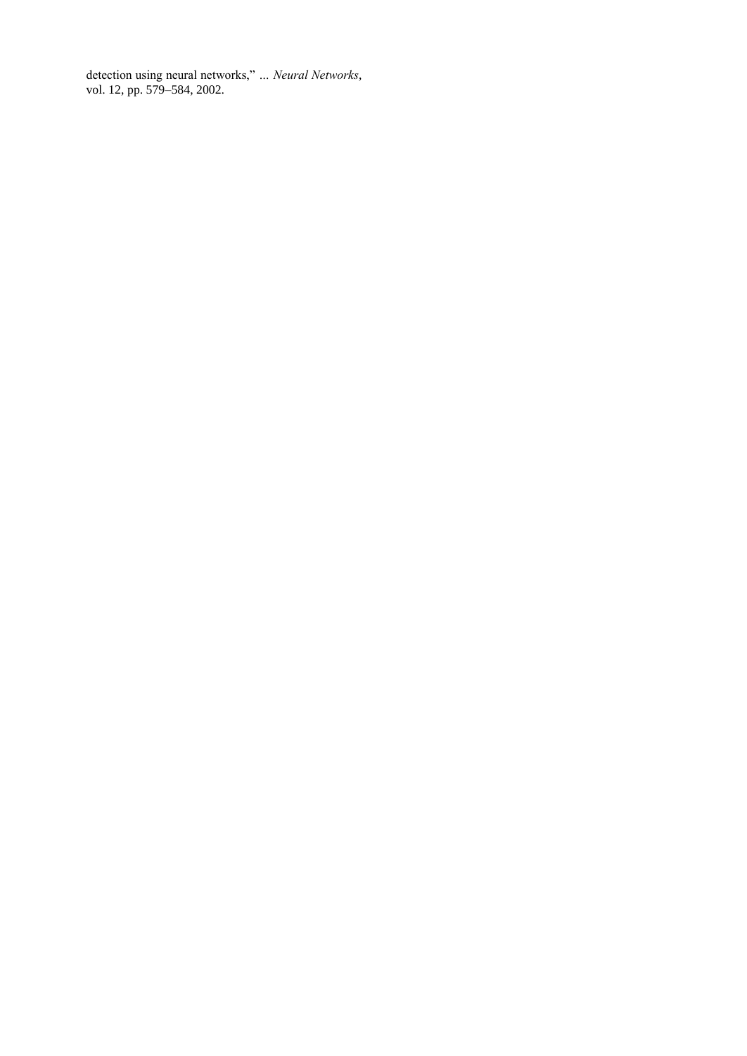detection using neural networks," ... *Neural Networks*, vol. 12, pp. 579–584, 2002.